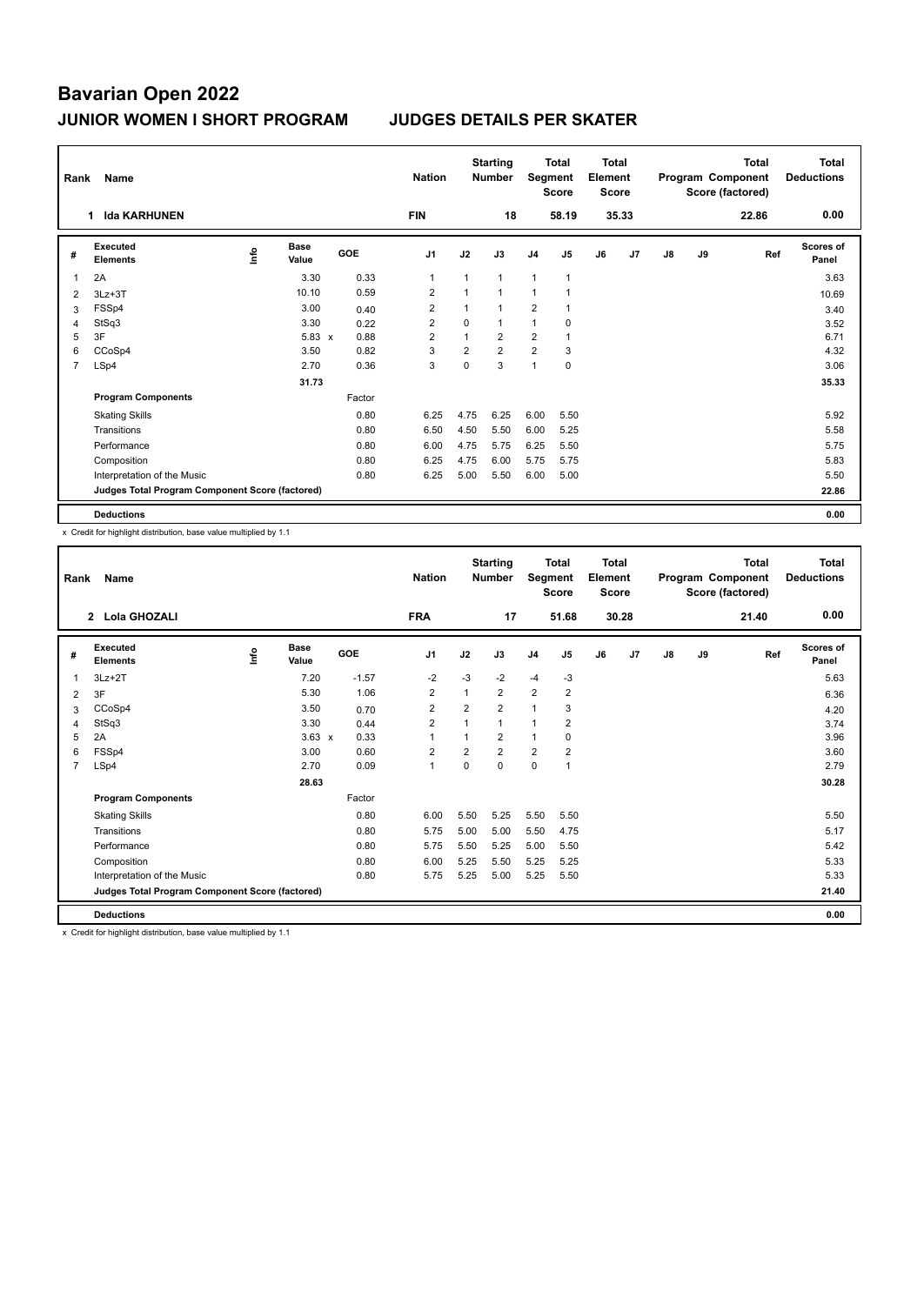# Bavarian Open 2022

## JUNIOR WOMEN I SHORT PROGRAM — JUDGES DETAILS PER SKATER

| Rank | Name | Nation | Starting Number | Total Segment Score | Total Element Score | Total Program Component Score (factored) | Total Deductions |
|---|---|---|---|---|---|---|---|
| 1 | Ida KARHUNEN | FIN | 18 | 58.19 | 35.33 | 22.86 | 0.00 |

| # | Executed Elements | Info | Base Value | GOE | J1 | J2 | J3 | J4 | J5 | J6 | J7 | J8 | J9 | Ref | Scores of Panel |
|---|---|---|---|---|---|---|---|---|---|---|---|---|---|---|---|
| 1 | 2A | | 3.30 | 0.33 | 1 | 1 | 1 | 1 | 1 | | | | | | 3.63 |
| 2 | 3Lz+3T | | 10.10 | 0.59 | 2 | 1 | 1 | 1 | 1 | | | | | | 10.69 |
| 3 | FSSp4 | | 3.00 | 0.40 | 2 | 1 | 1 | 2 | 1 | | | | | | 3.40 |
| 4 | StSq3 | | 3.30 | 0.22 | 2 | 0 | 1 | 1 | 0 | | | | | | 3.52 |
| 5 | 3F | | 5.83 x | 0.88 | 2 | 1 | 2 | 2 | 1 | | | | | | 6.71 |
| 6 | CCoSp4 | | 3.50 | 0.82 | 3 | 2 | 2 | 2 | 3 | | | | | | 4.32 |
| 7 | LSp4 | | 2.70 | 0.36 | 3 | 0 | 3 | 1 | 0 | | | | | | 3.06 |
| | | | 31.73 | | | | | | | | | | | | 35.33 |
| | **Program Components** | | | Factor | | | | | | | | | | | |
| | Skating Skills | | | 0.80 | 6.25 | 4.75 | 6.25 | 6.00 | 5.50 | | | | | | 5.92 |
| | Transitions | | | 0.80 | 6.50 | 4.50 | 5.50 | 6.00 | 5.25 | | | | | | 5.58 |
| | Performance | | | 0.80 | 6.00 | 4.75 | 5.75 | 6.25 | 5.50 | | | | | | 5.75 |
| | Composition | | | 0.80 | 6.25 | 4.75 | 6.00 | 5.75 | 5.75 | | | | | | 5.83 |
| | Interpretation of the Music | | | 0.80 | 6.25 | 5.00 | 5.50 | 6.00 | 5.00 | | | | | | 5.50 |
| | **Judges Total Program Component Score (factored)** | | | | | | | | | | | | | | 22.86 |
| | **Deductions** | | | | | | | | | | | | | | 0.00 |

x Credit for highlight distribution, base value multiplied by 1.1

| Rank | Name | Nation | Starting Number | Total Segment Score | Total Element Score | Total Program Component Score (factored) | Total Deductions |
|---|---|---|---|---|---|---|---|
| 2 | Lola GHOZALI | FRA | 17 | 51.68 | 30.28 | 21.40 | 0.00 |

| # | Executed Elements | Info | Base Value | GOE | J1 | J2 | J3 | J4 | J5 | J6 | J7 | J8 | J9 | Ref | Scores of Panel |
|---|---|---|---|---|---|---|---|---|---|---|---|---|---|---|---|
| 1 | 3Lz+2T | | 7.20 | -1.57 | -2 | -3 | -2 | -4 | -3 | | | | | | 5.63 |
| 2 | 3F | | 5.30 | 1.06 | 2 | 1 | 2 | 2 | 2 | | | | | | 6.36 |
| 3 | CCoSp4 | | 3.50 | 0.70 | 2 | 2 | 2 | 1 | 3 | | | | | | 4.20 |
| 4 | StSq3 | | 3.30 | 0.44 | 2 | 1 | 1 | 1 | 2 | | | | | | 3.74 |
| 5 | 2A | | 3.63 x | 0.33 | 1 | 1 | 2 | 1 | 0 | | | | | | 3.96 |
| 6 | FSSp4 | | 3.00 | 0.60 | 2 | 2 | 2 | 2 | 2 | | | | | | 3.60 |
| 7 | LSp4 | | 2.70 | 0.09 | 1 | 0 | 0 | 0 | 1 | | | | | | 2.79 |
| | | | 28.63 | | | | | | | | | | | | 30.28 |
| | **Program Components** | | | Factor | | | | | | | | | | | |
| | Skating Skills | | | 0.80 | 6.00 | 5.50 | 5.25 | 5.50 | 5.50 | | | | | | 5.50 |
| | Transitions | | | 0.80 | 5.75 | 5.00 | 5.00 | 5.50 | 4.75 | | | | | | 5.17 |
| | Performance | | | 0.80 | 5.75 | 5.50 | 5.25 | 5.00 | 5.50 | | | | | | 5.42 |
| | Composition | | | 0.80 | 6.00 | 5.25 | 5.50 | 5.25 | 5.25 | | | | | | 5.33 |
| | Interpretation of the Music | | | 0.80 | 5.75 | 5.25 | 5.00 | 5.25 | 5.50 | | | | | | 5.33 |
| | **Judges Total Program Component Score (factored)** | | | | | | | | | | | | | | 21.40 |
| | **Deductions** | | | | | | | | | | | | | | 0.00 |

x Credit for highlight distribution, base value multiplied by 1.1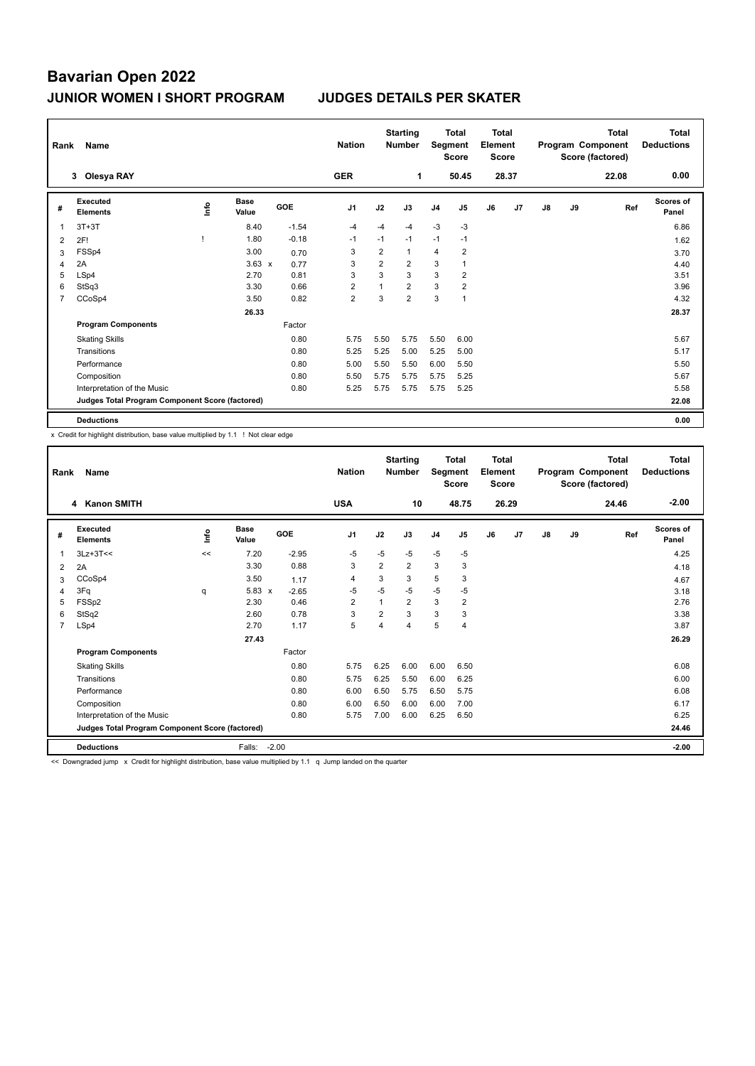# Bavarian Open 2022

## JUNIOR WOMEN I SHORT PROGRAM JUDGES DETAILS PER SKATER

| Rank | Name | Nation | Starting Number | Total Segment Score | Total Element Score | Total Program Component Score (factored) | Total Deductions |
|---|---|---|---|---|---|---|---|
| 3 | Olesya RAY | GER | 1 | 50.45 | 28.37 | 22.08 | 0.00 |

| # | Executed Elements | Info | Base Value | | GOE | J1 | J2 | J3 | J4 | J5 | J6 | J7 | J8 | J9 | Ref | Scores of Panel |
|---|---|---|---|---|---|---|---|---|---|---|---|---|---|---|---|---|
| 1 | 3T+3T | | 8.40 | | -1.54 | -4 | -4 | -4 | -3 | -3 | | | | | | 6.86 |
| 2 | 2F! | ! | 1.80 | | -0.18 | -1 | -1 | -1 | -1 | -1 | | | | | | 1.62 |
| 3 | FSSp4 | | 3.00 | | 0.70 | 3 | 2 | 1 | 4 | 2 | | | | | | 3.70 |
| 4 | 2A | | 3.63 | x | 0.77 | 3 | 2 | 2 | 3 | 1 | | | | | | 4.40 |
| 5 | LSp4 | | 2.70 | | 0.81 | 3 | 3 | 3 | 3 | 2 | | | | | | 3.51 |
| 6 | StSq3 | | 3.30 | | 0.66 | 2 | 1 | 2 | 3 | 2 | | | | | | 3.96 |
| 7 | CCoSp4 | | 3.50 | | 0.82 | 2 | 3 | 2 | 3 | 1 | | | | | | 4.32 |
| | | | 26.33 | | | | | | | | | | | | | 28.37 |
| | **Program Components** | | | | Factor | | | | | | | | | | | |
| | Skating Skills | | | | 0.80 | 5.75 | 5.50 | 5.75 | 5.50 | 6.00 | | | | | | 5.67 |
| | Transitions | | | | 0.80 | 5.25 | 5.25 | 5.00 | 5.25 | 5.00 | | | | | | 5.17 |
| | Performance | | | | 0.80 | 5.00 | 5.50 | 5.50 | 6.00 | 5.50 | | | | | | 5.50 |
| | Composition | | | | 0.80 | 5.50 | 5.75 | 5.75 | 5.75 | 5.25 | | | | | | 5.67 |
| | Interpretation of the Music | | | | 0.80 | 5.25 | 5.75 | 5.75 | 5.75 | 5.25 | | | | | | 5.58 |
| | **Judges Total Program Component Score (factored)** | | | | | | | | | | | | | | | 22.08 |
| | **Deductions** | | | | | | | | | | | | | | | 0.00 |

x Credit for highlight distribution, base value multiplied by 1.1 ! Not clear edge

| Rank | Name | Nation | Starting Number | Total Segment Score | Total Element Score | Total Program Component Score (factored) | Total Deductions |
|---|---|---|---|---|---|---|---|
| 4 | Kanon SMITH | USA | 10 | 48.75 | 26.29 | 24.46 | -2.00 |

| # | Executed Elements | Info | Base Value | | GOE | J1 | J2 | J3 | J4 | J5 | J6 | J7 | J8 | J9 | Ref | Scores of Panel |
|---|---|---|---|---|---|---|---|---|---|---|---|---|---|---|---|---|
| 1 | 3Lz+3T<< | << | 7.20 | | -2.95 | -5 | -5 | -5 | -5 | -5 | | | | | | 4.25 |
| 2 | 2A | | 3.30 | | 0.88 | 3 | 2 | 2 | 3 | 3 | | | | | | 4.18 |
| 3 | CCoSp4 | | 3.50 | | 1.17 | 4 | 3 | 3 | 5 | 3 | | | | | | 4.67 |
| 4 | 3Fq | q | 5.83 | x | -2.65 | -5 | -5 | -5 | -5 | -5 | | | | | | 3.18 |
| 5 | FSSp2 | | 2.30 | | 0.46 | 2 | 1 | 2 | 3 | 2 | | | | | | 2.76 |
| 6 | StSq2 | | 2.60 | | 0.78 | 3 | 2 | 3 | 3 | 3 | | | | | | 3.38 |
| 7 | LSp4 | | 2.70 | | 1.17 | 5 | 4 | 4 | 5 | 4 | | | | | | 3.87 |
| | | | 27.43 | | | | | | | | | | | | | 26.29 |
| | **Program Components** | | | | Factor | | | | | | | | | | | |
| | Skating Skills | | | | 0.80 | 5.75 | 6.25 | 6.00 | 6.00 | 6.50 | | | | | | 6.08 |
| | Transitions | | | | 0.80 | 5.75 | 6.25 | 5.50 | 6.00 | 6.25 | | | | | | 6.00 |
| | Performance | | | | 0.80 | 6.00 | 6.50 | 5.75 | 6.50 | 5.75 | | | | | | 6.08 |
| | Composition | | | | 0.80 | 6.00 | 6.50 | 6.00 | 6.00 | 7.00 | | | | | | 6.17 |
| | Interpretation of the Music | | | | 0.80 | 5.75 | 7.00 | 6.00 | 6.25 | 6.50 | | | | | | 6.25 |
| | **Judges Total Program Component Score (factored)** | | | | | | | | | | | | | | | 24.46 |
| | **Deductions** | | Falls: | | -2.00 | | | | | | | | | | | -2.00 |

<< Downgraded jump x Credit for highlight distribution, base value multiplied by 1.1 q Jump landed on the quarter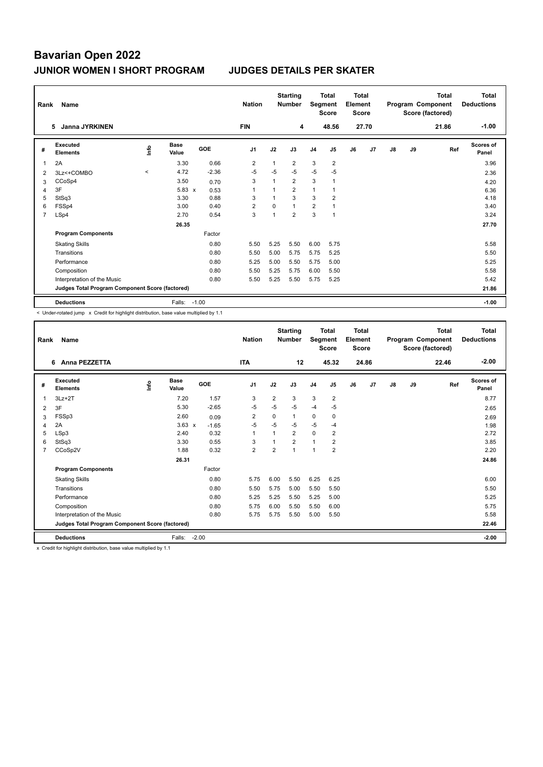# Bavarian Open 2022

## JUNIOR WOMEN I SHORT PROGRAM JUDGES DETAILS PER SKATER

| Rank | Name | Nation | Starting Number | Total Segment Score | Total Element Score | Total Program Component Score (factored) | Total Deductions |
|---|---|---|---|---|---|---|---|
| 5 | Janna JYRKINEN | FIN | 4 | 48.56 | 27.70 | 21.86 | -1.00 |

| # | Executed Elements | Info | Base Value | | GOE | J1 | J2 | J3 | J4 | J5 | J6 | J7 | J8 | J9 | Ref | Scores of Panel |
|---|---|---|---|---|---|---|---|---|---|---|---|---|---|---|---|---|
| 1 | 2A | | 3.30 | | 0.66 | 2 | 1 | 2 | 3 | 2 | | | | | | 3.96 |
| 2 | 3Lz<+COMBO | < | 4.72 | | -2.36 | -5 | -5 | -5 | -5 | -5 | | | | | | 2.36 |
| 3 | CCoSp4 | | 3.50 | | 0.70 | 3 | 1 | 2 | 3 | 1 | | | | | | 4.20 |
| 4 | 3F | | 5.83 | x | 0.53 | 1 | 1 | 2 | 1 | 1 | | | | | | 6.36 |
| 5 | StSq3 | | 3.30 | | 0.88 | 3 | 1 | 3 | 3 | 2 | | | | | | 4.18 |
| 6 | FSSp4 | | 3.00 | | 0.40 | 2 | 0 | 1 | 2 | 1 | | | | | | 3.40 |
| 7 | LSp4 | | 2.70 | | 0.54 | 3 | 1 | 2 | 3 | 1 | | | | | | 3.24 |
| | | | 26.35 | | | | | | | | | | | | | 27.70 |
| | **Program Components** | | | | Factor | | | | | | | | | | | |
| | Skating Skills | | | | 0.80 | 5.50 | 5.25 | 5.50 | 6.00 | 5.75 | | | | | | 5.58 |
| | Transitions | | | | 0.80 | 5.50 | 5.00 | 5.75 | 5.75 | 5.25 | | | | | | 5.50 |
| | Performance | | | | 0.80 | 5.25 | 5.00 | 5.50 | 5.75 | 5.00 | | | | | | 5.25 |
| | Composition | | | | 0.80 | 5.50 | 5.25 | 5.75 | 6.00 | 5.50 | | | | | | 5.58 |
| | Interpretation of the Music | | | | 0.80 | 5.50 | 5.25 | 5.50 | 5.75 | 5.25 | | | | | | 5.42 |
| | **Judges Total Program Component Score (factored)** | | | | | | | | | | | | | | | 21.86 |
| | **Deductions** | | Falls: | | -1.00 | | | | | | | | | | | -1.00 |

< Under-rotated jump x Credit for highlight distribution, base value multiplied by 1.1

| Rank | Name | Nation | Starting Number | Total Segment Score | Total Element Score | Total Program Component Score (factored) | Total Deductions |
|---|---|---|---|---|---|---|---|
| 6 | Anna PEZZETTA | ITA | 12 | 45.32 | 24.86 | 22.46 | -2.00 |

| # | Executed Elements | Info | Base Value | | GOE | J1 | J2 | J3 | J4 | J5 | J6 | J7 | J8 | J9 | Ref | Scores of Panel |
|---|---|---|---|---|---|---|---|---|---|---|---|---|---|---|---|---|
| 1 | 3Lz+2T | | 7.20 | | 1.57 | 3 | 2 | 3 | 3 | 2 | | | | | | 8.77 |
| 2 | 3F | | 5.30 | | -2.65 | -5 | -5 | -5 | -4 | -5 | | | | | | 2.65 |
| 3 | FSSp3 | | 2.60 | | 0.09 | 2 | 0 | 1 | 0 | 0 | | | | | | 2.69 |
| 4 | 2A | | 3.63 | x | -1.65 | -5 | -5 | -5 | -5 | -4 | | | | | | 1.98 |
| 5 | LSp3 | | 2.40 | | 0.32 | 1 | 1 | 2 | 0 | 2 | | | | | | 2.72 |
| 6 | StSq3 | | 3.30 | | 0.55 | 3 | 1 | 2 | 1 | 2 | | | | | | 3.85 |
| 7 | CCoSp2V | | 1.88 | | 0.32 | 2 | 2 | 1 | 1 | 2 | | | | | | 2.20 |
| | | | 26.31 | | | | | | | | | | | | | 24.86 |
| | **Program Components** | | | | Factor | | | | | | | | | | | |
| | Skating Skills | | | | 0.80 | 5.75 | 6.00 | 5.50 | 6.25 | 6.25 | | | | | | 6.00 |
| | Transitions | | | | 0.80 | 5.50 | 5.75 | 5.00 | 5.50 | 5.50 | | | | | | 5.50 |
| | Performance | | | | 0.80 | 5.25 | 5.25 | 5.50 | 5.25 | 5.00 | | | | | | 5.25 |
| | Composition | | | | 0.80 | 5.75 | 6.00 | 5.50 | 5.50 | 6.00 | | | | | | 5.75 |
| | Interpretation of the Music | | | | 0.80 | 5.75 | 5.75 | 5.50 | 5.00 | 5.50 | | | | | | 5.58 |
| | **Judges Total Program Component Score (factored)** | | | | | | | | | | | | | | | 22.46 |
| | **Deductions** | | Falls: | | -2.00 | | | | | | | | | | | -2.00 |

x Credit for highlight distribution, base value multiplied by 1.1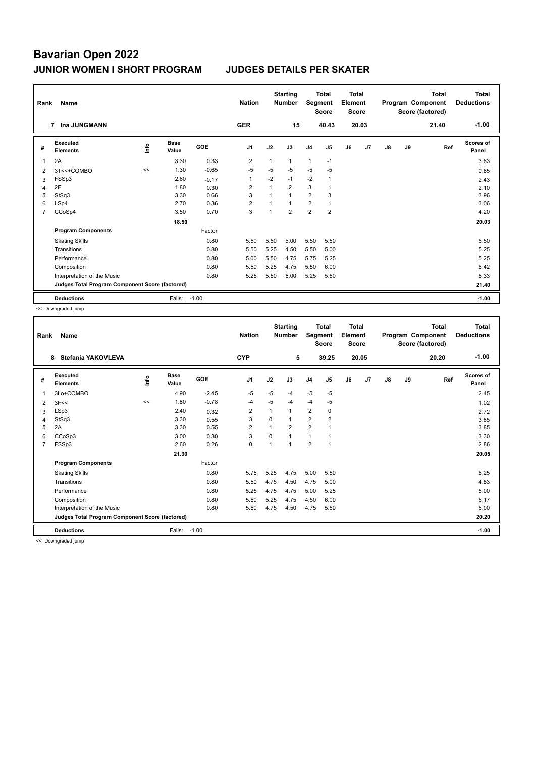# Bavarian Open 2022

## JUNIOR WOMEN I SHORT PROGRAM JUDGES DETAILS PER SKATER

| Rank | Name | Nation | Starting Number | Total Segment Score | Total Element Score | Total Program Component Score (factored) | Total Deductions |
|---|---|---|---|---|---|---|---|
| 7 | Ina JUNGMANN | GER | 15 | 40.43 | 20.03 | 21.40 | -1.00 |

| # | Executed Elements | Info | Base Value | GOE | J1 | J2 | J3 | J4 | J5 | J6 | J7 | J8 | J9 | Ref | Scores of Panel |
|---|---|---|---|---|---|---|---|---|---|---|---|---|---|---|---|
| 1 | 2A | | 3.30 | 0.33 | 2 | 1 | 1 | 1 | -1 | | | | | | 3.63 |
| 2 | 3T<<+COMBO | << | 1.30 | -0.65 | -5 | -5 | -5 | -5 | -5 | | | | | | 0.65 |
| 3 | FSSp3 | | 2.60 | -0.17 | 1 | -2 | -1 | -2 | 1 | | | | | | 2.43 |
| 4 | 2F | | 1.80 | 0.30 | 2 | 1 | 2 | 3 | 1 | | | | | | 2.10 |
| 5 | StSq3 | | 3.30 | 0.66 | 3 | 1 | 1 | 2 | 3 | | | | | | 3.96 |
| 6 | LSp4 | | 2.70 | 0.36 | 2 | 1 | 1 | 2 | 1 | | | | | | 3.06 |
| 7 | CCoSp4 | | 3.50 | 0.70 | 3 | 1 | 2 | 2 | 2 | | | | | | 4.20 |
| | | | 18.50 | | | | | | | | | | | | 20.03 |
| | **Program Components** | | | Factor | | | | | | | | | | | |
| | Skating Skills | | | 0.80 | 5.50 | 5.50 | 5.00 | 5.50 | 5.50 | | | | | | 5.50 |
| | Transitions | | | 0.80 | 5.50 | 5.25 | 4.50 | 5.50 | 5.00 | | | | | | 5.25 |
| | Performance | | | 0.80 | 5.00 | 5.50 | 4.75 | 5.75 | 5.25 | | | | | | 5.25 |
| | Composition | | | 0.80 | 5.50 | 5.25 | 4.75 | 5.50 | 6.00 | | | | | | 5.42 |
| | Interpretation of the Music | | | 0.80 | 5.25 | 5.50 | 5.00 | 5.25 | 5.50 | | | | | | 5.33 |
| | **Judges Total Program Component Score (factored)** | | | | | | | | | | | | | | 21.40 |
| | **Deductions** | | Falls: | -1.00 | | | | | | | | | | | -1.00 |

<< Downgraded jump

| Rank | Name | Nation | Starting Number | Total Segment Score | Total Element Score | Total Program Component Score (factored) | Total Deductions |
|---|---|---|---|---|---|---|---|
| 8 | Stefania YAKOVLEVA | CYP | 5 | 39.25 | 20.05 | 20.20 | -1.00 |

| # | Executed Elements | Info | Base Value | GOE | J1 | J2 | J3 | J4 | J5 | J6 | J7 | J8 | J9 | Ref | Scores of Panel |
|---|---|---|---|---|---|---|---|---|---|---|---|---|---|---|---|
| 1 | 3Lo+COMBO | | 4.90 | -2.45 | -5 | -5 | -4 | -5 | -5 | | | | | | 2.45 |
| 2 | 3F<< | << | 1.80 | -0.78 | -4 | -5 | -4 | -4 | -5 | | | | | | 1.02 |
| 3 | LSp3 | | 2.40 | 0.32 | 2 | 1 | 1 | 2 | 0 | | | | | | 2.72 |
| 4 | StSq3 | | 3.30 | 0.55 | 3 | 0 | 1 | 2 | 2 | | | | | | 3.85 |
| 5 | 2A | | 3.30 | 0.55 | 2 | 1 | 2 | 2 | 1 | | | | | | 3.85 |
| 6 | CCoSp3 | | 3.00 | 0.30 | 3 | 0 | 1 | 1 | 1 | | | | | | 3.30 |
| 7 | FSSp3 | | 2.60 | 0.26 | 0 | 1 | 1 | 2 | 1 | | | | | | 2.86 |
| | | | 21.30 | | | | | | | | | | | | 20.05 |
| | **Program Components** | | | Factor | | | | | | | | | | | |
| | Skating Skills | | | 0.80 | 5.75 | 5.25 | 4.75 | 5.00 | 5.50 | | | | | | 5.25 |
| | Transitions | | | 0.80 | 5.50 | 4.75 | 4.50 | 4.75 | 5.00 | | | | | | 4.83 |
| | Performance | | | 0.80 | 5.25 | 4.75 | 4.75 | 5.00 | 5.25 | | | | | | 5.00 |
| | Composition | | | 0.80 | 5.50 | 5.25 | 4.75 | 4.50 | 6.00 | | | | | | 5.17 |
| | Interpretation of the Music | | | 0.80 | 5.50 | 4.75 | 4.50 | 4.75 | 5.50 | | | | | | 5.00 |
| | **Judges Total Program Component Score (factored)** | | | | | | | | | | | | | | 20.20 |
| | **Deductions** | | Falls: | -1.00 | | | | | | | | | | | -1.00 |

<< Downgraded jump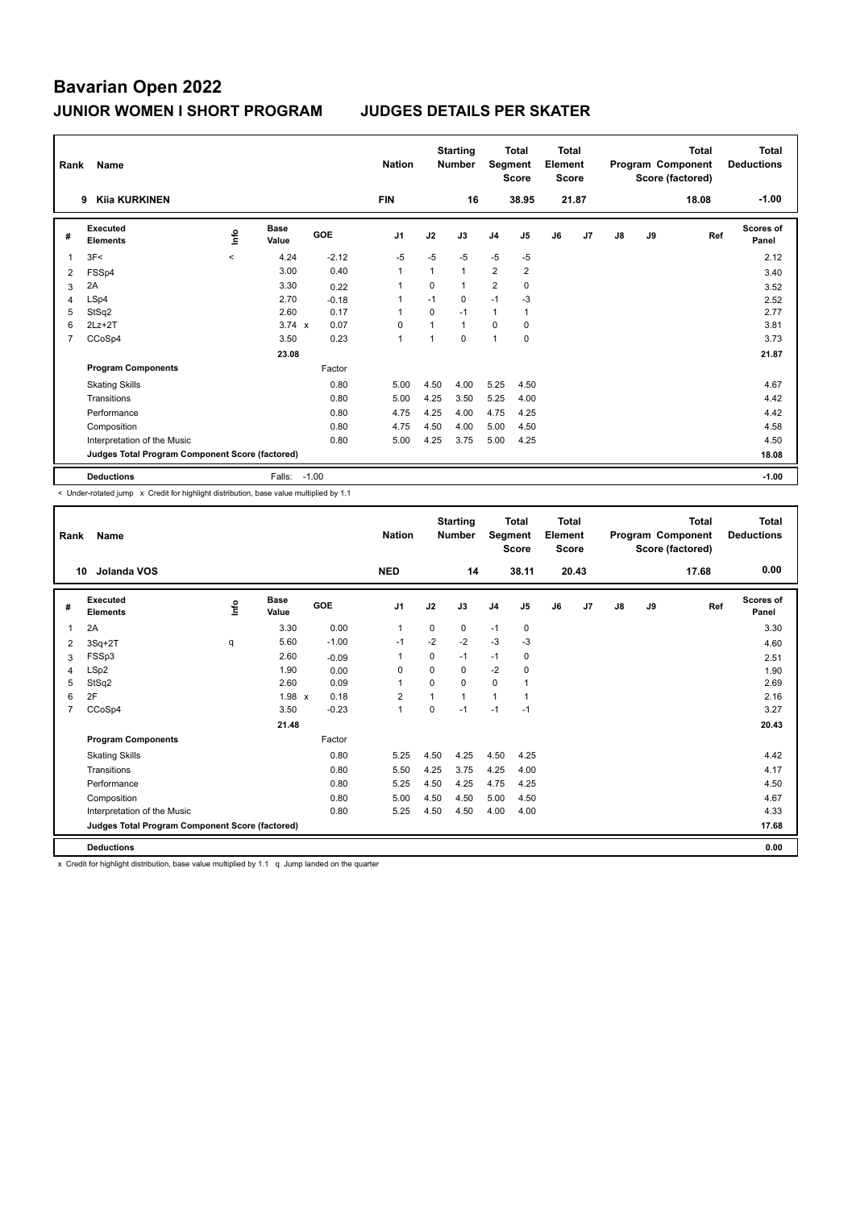# Bavarian Open 2022

## JUNIOR WOMEN I SHORT PROGRAM — JUDGES DETAILS PER SKATER

| Rank | Name | Nation | Starting Number | Total Segment Score | Total Element Score | Total Program Component Score (factored) | Total Deductions |
|---|---|---|---|---|---|---|---|
| 9 | Kiia KURKINEN | FIN | 16 | 38.95 | 21.87 | 18.08 | -1.00 |

| # | Executed Elements | Info | Base Value | | GOE | J1 | J2 | J3 | J4 | J5 | J6 | J7 | J8 | J9 | Ref | Scores of Panel |
|---|---|---|---|---|---|---|---|---|---|---|---|---|---|---|---|---|
| 1 | 3F< | < | 4.24 | | -2.12 | -5 | -5 | -5 | -5 | -5 | | | | | | 2.12 |
| 2 | FSSp4 | | 3.00 | | 0.40 | 1 | 1 | 1 | 2 | 2 | | | | | | 3.40 |
| 3 | 2A | | 3.30 | | 0.22 | 1 | 0 | 1 | 2 | 0 | | | | | | 3.52 |
| 4 | LSp4 | | 2.70 | | -0.18 | 1 | -1 | 0 | -1 | -3 | | | | | | 2.52 |
| 5 | StSq2 | | 2.60 | | 0.17 | 1 | 0 | -1 | 1 | 1 | | | | | | 2.77 |
| 6 | 2Lz+2T | | 3.74 | x | 0.07 | 0 | 1 | 1 | 0 | 0 | | | | | | 3.81 |
| 7 | CCoSp4 | | 3.50 | | 0.23 | 1 | 1 | 0 | 1 | 0 | | | | | | 3.73 |
| | | | 23.08 | | | | | | | | | | | | | 21.87 |
| | **Program Components** | | | | Factor | | | | | | | | | | | |
| | Skating Skills | | | | 0.80 | 5.00 | 4.50 | 4.00 | 5.25 | 4.50 | | | | | | 4.67 |
| | Transitions | | | | 0.80 | 5.00 | 4.25 | 3.50 | 5.25 | 4.00 | | | | | | 4.42 |
| | Performance | | | | 0.80 | 4.75 | 4.25 | 4.00 | 4.75 | 4.25 | | | | | | 4.42 |
| | Composition | | | | 0.80 | 4.75 | 4.50 | 4.00 | 5.00 | 4.50 | | | | | | 4.58 |
| | Interpretation of the Music | | | | 0.80 | 5.00 | 4.25 | 3.75 | 5.00 | 4.25 | | | | | | 4.50 |
| | **Judges Total Program Component Score (factored)** | | | | | | | | | | | | | | | 18.08 |
| | **Deductions** | | Falls: | -1.00 | | | | | | | | | | | | -1.00 |

< Under-rotated jump x Credit for highlight distribution, base value multiplied by 1.1

| Rank | Name | Nation | Starting Number | Total Segment Score | Total Element Score | Total Program Component Score (factored) | Total Deductions |
|---|---|---|---|---|---|---|---|
| 10 | Jolanda VOS | NED | 14 | 38.11 | 20.43 | 17.68 | 0.00 |

| # | Executed Elements | Info | Base Value | | GOE | J1 | J2 | J3 | J4 | J5 | J6 | J7 | J8 | J9 | Ref | Scores of Panel |
|---|---|---|---|---|---|---|---|---|---|---|---|---|---|---|---|---|
| 1 | 2A | | 3.30 | | 0.00 | 1 | 0 | 0 | -1 | 0 | | | | | | 3.30 |
| 2 | 3Sq+2T | q | 5.60 | | -1.00 | -1 | -2 | -2 | -3 | -3 | | | | | | 4.60 |
| 3 | FSSp3 | | 2.60 | | -0.09 | 1 | 0 | -1 | -1 | 0 | | | | | | 2.51 |
| 4 | LSp2 | | 1.90 | | 0.00 | 0 | 0 | 0 | -2 | 0 | | | | | | 1.90 |
| 5 | StSq2 | | 2.60 | | 0.09 | 1 | 0 | 0 | 0 | 1 | | | | | | 2.69 |
| 6 | 2F | | 1.98 | x | 0.18 | 2 | 1 | 1 | 1 | 1 | | | | | | 2.16 |
| 7 | CCoSp4 | | 3.50 | | -0.23 | 1 | 0 | -1 | -1 | -1 | | | | | | 3.27 |
| | | | 21.48 | | | | | | | | | | | | | 20.43 |
| | **Program Components** | | | | Factor | | | | | | | | | | | |
| | Skating Skills | | | | 0.80 | 5.25 | 4.50 | 4.25 | 4.50 | 4.25 | | | | | | 4.42 |
| | Transitions | | | | 0.80 | 5.50 | 4.25 | 3.75 | 4.25 | 4.00 | | | | | | 4.17 |
| | Performance | | | | 0.80 | 5.25 | 4.50 | 4.25 | 4.75 | 4.25 | | | | | | 4.50 |
| | Composition | | | | 0.80 | 5.00 | 4.50 | 4.50 | 5.00 | 4.50 | | | | | | 4.67 |
| | Interpretation of the Music | | | | 0.80 | 5.25 | 4.50 | 4.50 | 4.00 | 4.00 | | | | | | 4.33 |
| | **Judges Total Program Component Score (factored)** | | | | | | | | | | | | | | | 17.68 |
| | **Deductions** | | | | | | | | | | | | | | | 0.00 |

x Credit for highlight distribution, base value multiplied by 1.1 q Jump landed on the quarter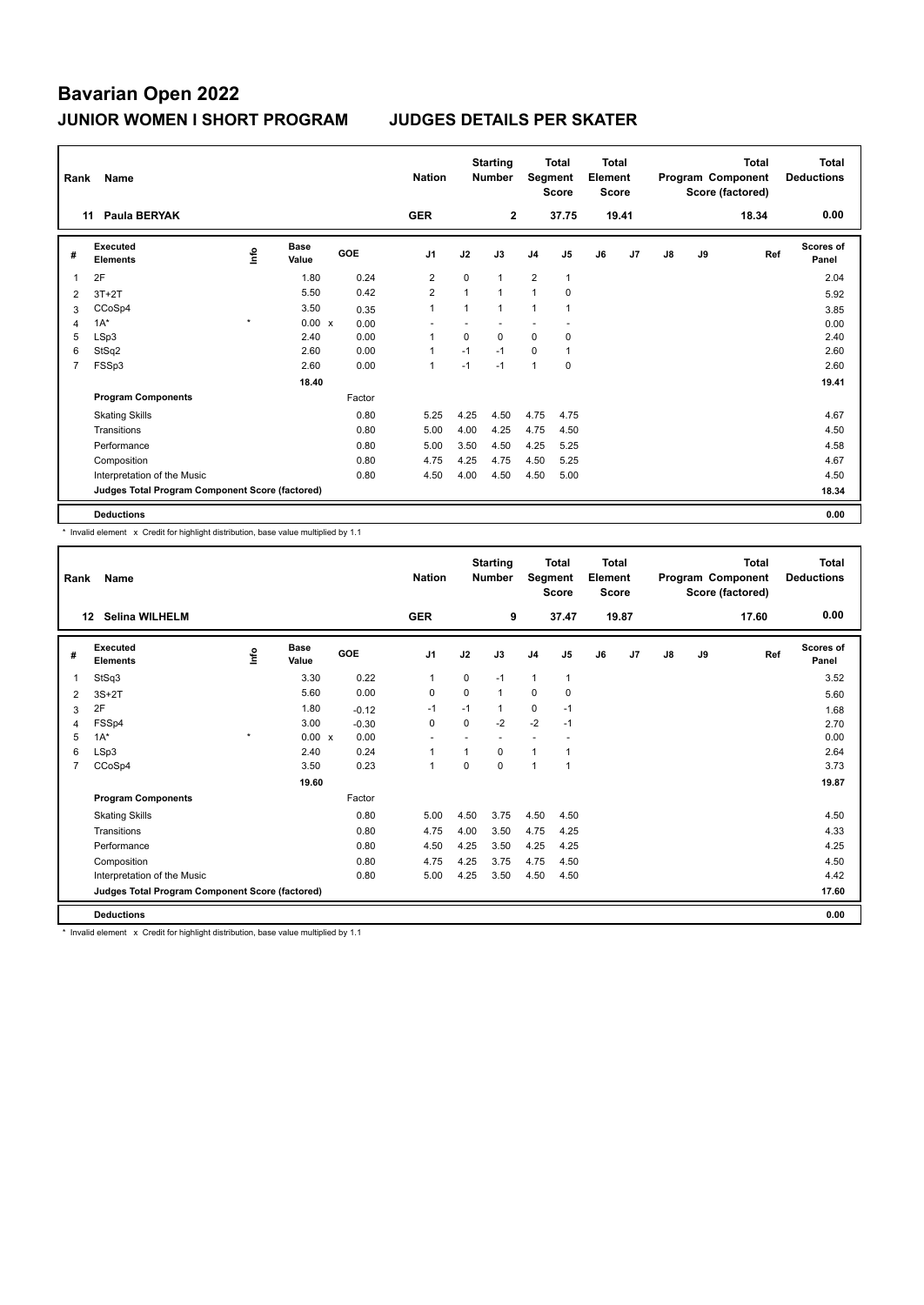# Bavarian Open 2022

## JUNIOR WOMEN I SHORT PROGRAM    JUDGES DETAILS PER SKATER

| Rank | Name | Nation | Starting Number | Total Segment Score | Total Element Score | Total Program Component Score (factored) | Total Deductions |
|---|---|---|---|---|---|---|---|
| 11 | Paula BERYAK | GER | 2 | 37.75 | 19.41 | 18.34 | 0.00 |

| # | Executed Elements | Info | Base Value | | GOE | J1 | J2 | J3 | J4 | J5 | J6 | J7 | J8 | J9 | Ref | Scores of Panel |
|---|---|---|---|---|---|---|---|---|---|---|---|---|---|---|---|---|
| 1 | 2F | | 1.80 | | 0.24 | 2 | 0 | 1 | 2 | 1 | | | | | | 2.04 |
| 2 | 3T+2T | | 5.50 | | 0.42 | 2 | 1 | 1 | 1 | 0 | | | | | | 5.92 |
| 3 | CCoSp4 | | 3.50 | | 0.35 | 1 | 1 | 1 | 1 | 1 | | | | | | 3.85 |
| 4 | 1A* | * | 0.00 | x | 0.00 | - | - | - | - | - | | | | | | 0.00 |
| 5 | LSp3 | | 2.40 | | 0.00 | 1 | 0 | 0 | 0 | 0 | | | | | | 2.40 |
| 6 | StSq2 | | 2.60 | | 0.00 | 1 | -1 | -1 | 0 | 1 | | | | | | 2.60 |
| 7 | FSSp3 | | 2.60 | | 0.00 | 1 | -1 | -1 | 1 | 0 | | | | | | 2.60 |
| | | | 18.40 | | | | | | | | | | | | | 19.41 |
| | **Program Components** | | | | Factor | | | | | | | | | | | |
| | Skating Skills | | | | 0.80 | 5.25 | 4.25 | 4.50 | 4.75 | 4.75 | | | | | | 4.67 |
| | Transitions | | | | 0.80 | 5.00 | 4.00 | 4.25 | 4.75 | 4.50 | | | | | | 4.50 |
| | Performance | | | | 0.80 | 5.00 | 3.50 | 4.50 | 4.25 | 5.25 | | | | | | 4.58 |
| | Composition | | | | 0.80 | 4.75 | 4.25 | 4.75 | 4.50 | 5.25 | | | | | | 4.67 |
| | Interpretation of the Music | | | | 0.80 | 4.50 | 4.00 | 4.50 | 4.50 | 5.00 | | | | | | 4.50 |
| | **Judges Total Program Component Score (factored)** | | | | | | | | | | | | | | | 18.34 |
| | **Deductions** | | | | | | | | | | | | | | | 0.00 |

\* Invalid element x Credit for highlight distribution, base value multiplied by 1.1

| Rank | Name | Nation | Starting Number | Total Segment Score | Total Element Score | Total Program Component Score (factored) | Total Deductions |
|---|---|---|---|---|---|---|---|
| 12 | Selina WILHELM | GER | 9 | 37.47 | 19.87 | 17.60 | 0.00 |

| # | Executed Elements | Info | Base Value | | GOE | J1 | J2 | J3 | J4 | J5 | J6 | J7 | J8 | J9 | Ref | Scores of Panel |
|---|---|---|---|---|---|---|---|---|---|---|---|---|---|---|---|---|
| 1 | StSq3 | | 3.30 | | 0.22 | 1 | 0 | -1 | 1 | 1 | | | | | | 3.52 |
| 2 | 3S+2T | | 5.60 | | 0.00 | 0 | 0 | 1 | 0 | 0 | | | | | | 5.60 |
| 3 | 2F | | 1.80 | | -0.12 | -1 | -1 | 1 | 0 | -1 | | | | | | 1.68 |
| 4 | FSSp4 | | 3.00 | | -0.30 | 0 | 0 | -2 | -2 | -1 | | | | | | 2.70 |
| 5 | 1A* | * | 0.00 | x | 0.00 | - | - | - | - | - | | | | | | 0.00 |
| 6 | LSp3 | | 2.40 | | 0.24 | 1 | 1 | 0 | 1 | 1 | | | | | | 2.64 |
| 7 | CCoSp4 | | 3.50 | | 0.23 | 1 | 0 | 0 | 1 | 1 | | | | | | 3.73 |
| | | | 19.60 | | | | | | | | | | | | | 19.87 |
| | **Program Components** | | | | Factor | | | | | | | | | | | |
| | Skating Skills | | | | 0.80 | 5.00 | 4.50 | 3.75 | 4.50 | 4.50 | | | | | | 4.50 |
| | Transitions | | | | 0.80 | 4.75 | 4.00 | 3.50 | 4.75 | 4.25 | | | | | | 4.33 |
| | Performance | | | | 0.80 | 4.50 | 4.25 | 3.50 | 4.25 | 4.25 | | | | | | 4.25 |
| | Composition | | | | 0.80 | 4.75 | 4.25 | 3.75 | 4.75 | 4.50 | | | | | | 4.50 |
| | Interpretation of the Music | | | | 0.80 | 5.00 | 4.25 | 3.50 | 4.50 | 4.50 | | | | | | 4.42 |
| | **Judges Total Program Component Score (factored)** | | | | | | | | | | | | | | | 17.60 |
| | **Deductions** | | | | | | | | | | | | | | | 0.00 |

\* Invalid element x Credit for highlight distribution, base value multiplied by 1.1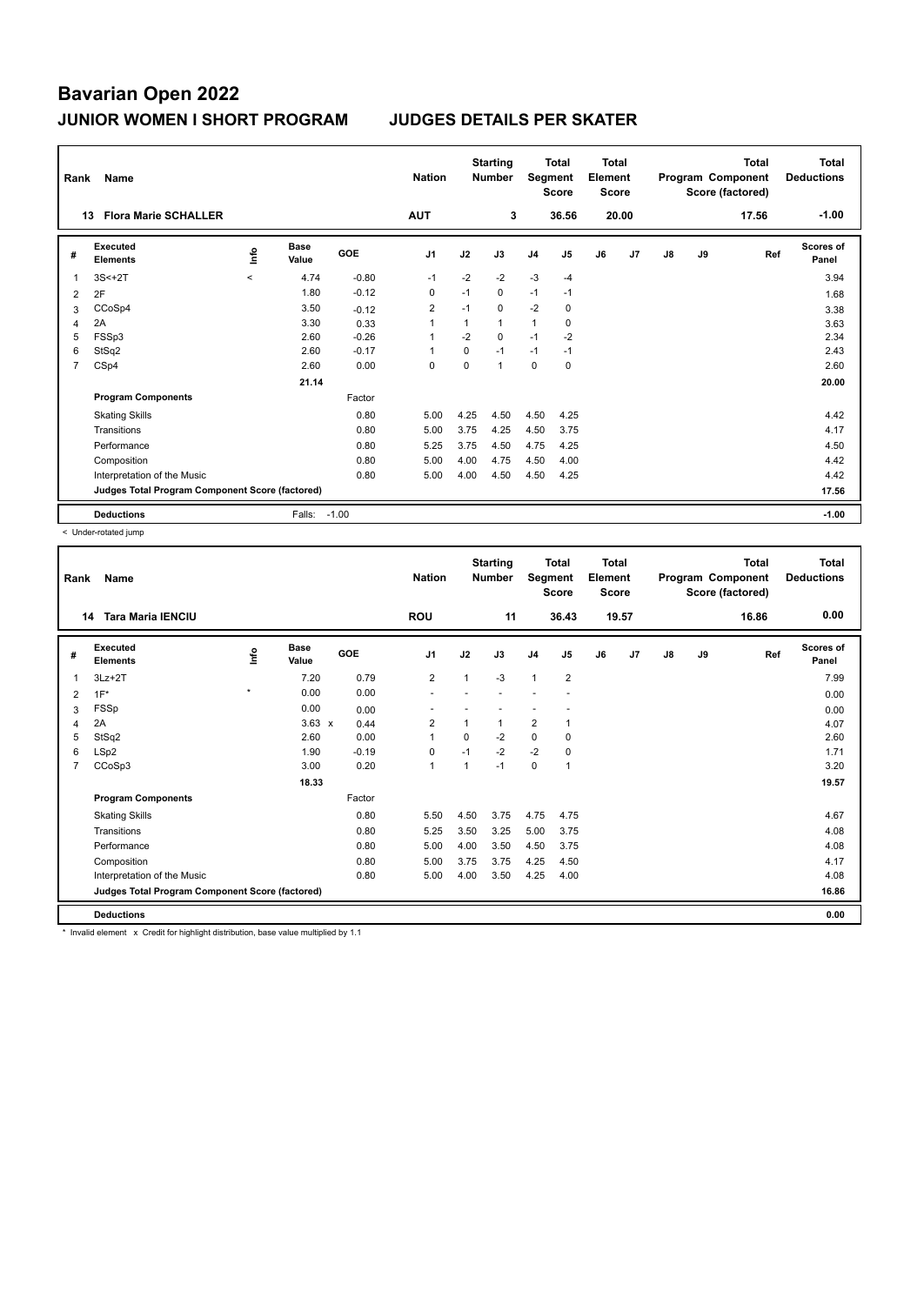# Bavarian Open 2022

## JUNIOR WOMEN I SHORT PROGRAM JUDGES DETAILS PER SKATER

| Rank | Name | Nation | Starting Number | Total Segment Score | Total Element Score | Total Program Component Score (factored) | Total Deductions |
|---|---|---|---|---|---|---|---|
| 13 | Flora Marie SCHALLER | AUT | 3 | 36.56 | 20.00 | 17.56 | -1.00 |

| # | Executed Elements | Info | Base Value | GOE | J1 | J2 | J3 | J4 | J5 | J6 | J7 | J8 | J9 | Ref | Scores of Panel |
|---|---|---|---|---|---|---|---|---|---|---|---|---|---|---|---|
| 1 | 3S<+2T | < | 4.74 | -0.80 | -1 | -2 | -2 | -3 | -4 | | | | | | 3.94 |
| 2 | 2F | | 1.80 | -0.12 | 0 | -1 | 0 | -1 | -1 | | | | | | 1.68 |
| 3 | CCoSp4 | | 3.50 | -0.12 | 2 | -1 | 0 | -2 | 0 | | | | | | 3.38 |
| 4 | 2A | | 3.30 | 0.33 | 1 | 1 | 1 | 1 | 0 | | | | | | 3.63 |
| 5 | FSSp3 | | 2.60 | -0.26 | 1 | -2 | 0 | -1 | -2 | | | | | | 2.34 |
| 6 | StSq2 | | 2.60 | -0.17 | 1 | 0 | -1 | -1 | -1 | | | | | | 2.43 |
| 7 | CSp4 | | 2.60 | 0.00 | 0 | 0 | 1 | 0 | 0 | | | | | | 2.60 |
| | | | 21.14 | | | | | | | | | | | | 20.00 |
| | **Program Components** | | | Factor | | | | | | | | | | | |
| | Skating Skills | | | 0.80 | 5.00 | 4.25 | 4.50 | 4.50 | 4.25 | | | | | | 4.42 |
| | Transitions | | | 0.80 | 5.00 | 3.75 | 4.25 | 4.50 | 3.75 | | | | | | 4.17 |
| | Performance | | | 0.80 | 5.25 | 3.75 | 4.50 | 4.75 | 4.25 | | | | | | 4.50 |
| | Composition | | | 0.80 | 5.00 | 4.00 | 4.75 | 4.50 | 4.00 | | | | | | 4.42 |
| | Interpretation of the Music | | | 0.80 | 5.00 | 4.00 | 4.50 | 4.50 | 4.25 | | | | | | 4.42 |
| | **Judges Total Program Component Score (factored)** | | | | | | | | | | | | | | 17.56 |
| | **Deductions** | | Falls: | -1.00 | | | | | | | | | | | -1.00 |

< Under-rotated jump

| Rank | Name | Nation | Starting Number | Total Segment Score | Total Element Score | Total Program Component Score (factored) | Total Deductions |
|---|---|---|---|---|---|---|---|
| 14 | Tara Maria IENCIU | ROU | 11 | 36.43 | 19.57 | 16.86 | 0.00 |

| # | Executed Elements | Info | Base Value | GOE | J1 | J2 | J3 | J4 | J5 | J6 | J7 | J8 | J9 | Ref | Scores of Panel |
|---|---|---|---|---|---|---|---|---|---|---|---|---|---|---|---|
| 1 | 3Lz+2T | | 7.20 | 0.79 | 2 | 1 | -3 | 1 | 2 | | | | | | 7.99 |
| 2 | 1F* | * | 0.00 | 0.00 | - | - | - | - | - | | | | | | 0.00 |
| 3 | FSSp | | 0.00 | 0.00 | - | - | - | - | - | | | | | | 0.00 |
| 4 | 2A | | 3.63 x | 0.44 | 2 | 1 | 1 | 2 | 1 | | | | | | 4.07 |
| 5 | StSq2 | | 2.60 | 0.00 | 1 | 0 | -2 | 0 | 0 | | | | | | 2.60 |
| 6 | LSp2 | | 1.90 | -0.19 | 0 | -1 | -2 | -2 | 0 | | | | | | 1.71 |
| 7 | CCoSp3 | | 3.00 | 0.20 | 1 | 1 | -1 | 0 | 1 | | | | | | 3.20 |
| | | | 18.33 | | | | | | | | | | | | 19.57 |
| | **Program Components** | | | Factor | | | | | | | | | | | |
| | Skating Skills | | | 0.80 | 5.50 | 4.50 | 3.75 | 4.75 | 4.75 | | | | | | 4.67 |
| | Transitions | | | 0.80 | 5.25 | 3.50 | 3.25 | 5.00 | 3.75 | | | | | | 4.08 |
| | Performance | | | 0.80 | 5.00 | 4.00 | 3.50 | 4.50 | 3.75 | | | | | | 4.08 |
| | Composition | | | 0.80 | 5.00 | 3.75 | 3.75 | 4.25 | 4.50 | | | | | | 4.17 |
| | Interpretation of the Music | | | 0.80 | 5.00 | 4.00 | 3.50 | 4.25 | 4.00 | | | | | | 4.08 |
| | **Judges Total Program Component Score (factored)** | | | | | | | | | | | | | | 16.86 |
| | **Deductions** | | | | | | | | | | | | | | 0.00 |

* Invalid element x Credit for highlight distribution, base value multiplied by 1.1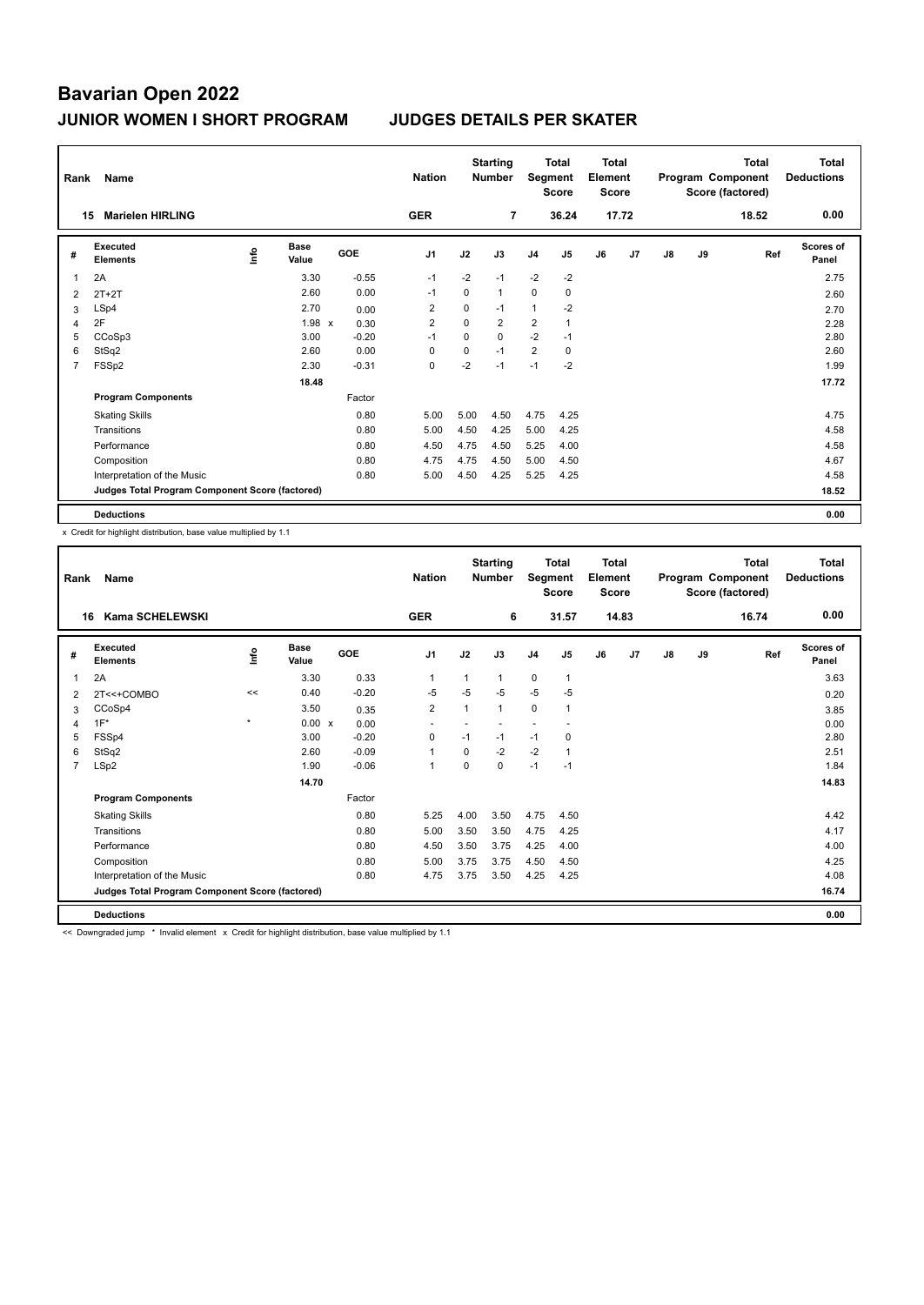# Bavarian Open 2022

## JUNIOR WOMEN I SHORT PROGRAM JUDGES DETAILS PER SKATER

| Rank | Name | Nation | Starting Number | Total Segment Score | Total Element Score | Total Program Component Score (factored) | Total Deductions |
|---|---|---|---|---|---|---|---|
| 15 | Marielen HIRLING | GER | 7 | 36.24 | 17.72 | 18.52 | 0.00 |

| # | Executed Elements | Info | Base Value | GOE | J1 | J2 | J3 | J4 | J5 | J6 | J7 | J8 | J9 | Ref | Scores of Panel |
|---|---|---|---|---|---|---|---|---|---|---|---|---|---|---|---|
| 1 | 2A | | 3.30 | -0.55 | -1 | -2 | -1 | -2 | -2 | | | | | | 2.75 |
| 2 | 2T+2T | | 2.60 | 0.00 | -1 | 0 | 1 | 0 | 0 | | | | | | 2.60 |
| 3 | LSp4 | | 2.70 | 0.00 | 2 | 0 | -1 | 1 | -2 | | | | | | 2.70 |
| 4 | 2F | | 1.98 x | 0.30 | 2 | 0 | 2 | 2 | 1 | | | | | | 2.28 |
| 5 | CCoSp3 | | 3.00 | -0.20 | -1 | 0 | 0 | -2 | -1 | | | | | | 2.80 |
| 6 | StSq2 | | 2.60 | 0.00 | 0 | 0 | -1 | 2 | 0 | | | | | | 2.60 |
| 7 | FSSp2 | | 2.30 | -0.31 | 0 | -2 | -1 | -1 | -2 | | | | | | 1.99 |
| | | | 18.48 | | | | | | | | | | | | 17.72 |
| | **Program Components** | | | Factor | | | | | | | | | | | |
| | Skating Skills | | | 0.80 | 5.00 | 5.00 | 4.50 | 4.75 | 4.25 | | | | | | 4.75 |
| | Transitions | | | 0.80 | 5.00 | 4.50 | 4.25 | 5.00 | 4.25 | | | | | | 4.58 |
| | Performance | | | 0.80 | 4.50 | 4.75 | 4.50 | 5.25 | 4.00 | | | | | | 4.58 |
| | Composition | | | 0.80 | 4.75 | 4.75 | 4.50 | 5.00 | 4.50 | | | | | | 4.67 |
| | Interpretation of the Music | | | 0.80 | 5.00 | 4.50 | 4.25 | 5.25 | 4.25 | | | | | | 4.58 |
| | **Judges Total Program Component Score (factored)** | | | | | | | | | | | | | | 18.52 |
| | **Deductions** | | | | | | | | | | | | | | 0.00 |

x Credit for highlight distribution, base value multiplied by 1.1

| Rank | Name | Nation | Starting Number | Total Segment Score | Total Element Score | Total Program Component Score (factored) | Total Deductions |
|---|---|---|---|---|---|---|---|
| 16 | Kama SCHELEWSKI | GER | 6 | 31.57 | 14.83 | 16.74 | 0.00 |

| # | Executed Elements | Info | Base Value | GOE | J1 | J2 | J3 | J4 | J5 | J6 | J7 | J8 | J9 | Ref | Scores of Panel |
|---|---|---|---|---|---|---|---|---|---|---|---|---|---|---|---|
| 1 | 2A | | 3.30 | 0.33 | 1 | 1 | 1 | 0 | 1 | | | | | | 3.63 |
| 2 | 2T<<+COMBO | << | 0.40 | -0.20 | -5 | -5 | -5 | -5 | -5 | | | | | | 0.20 |
| 3 | CCoSp4 | | 3.50 | 0.35 | 2 | 1 | 1 | 0 | 1 | | | | | | 3.85 |
| 4 | 1F* | * | 0.00 x | 0.00 | - | - | - | - | - | | | | | | 0.00 |
| 5 | FSSp4 | | 3.00 | -0.20 | 0 | -1 | -1 | -1 | 0 | | | | | | 2.80 |
| 6 | StSq2 | | 2.60 | -0.09 | 1 | 0 | -2 | -2 | 1 | | | | | | 2.51 |
| 7 | LSp2 | | 1.90 | -0.06 | 1 | 0 | 0 | -1 | -1 | | | | | | 1.84 |
| | | | 14.70 | | | | | | | | | | | | 14.83 |
| | **Program Components** | | | Factor | | | | | | | | | | | |
| | Skating Skills | | | 0.80 | 5.25 | 4.00 | 3.50 | 4.75 | 4.50 | | | | | | 4.42 |
| | Transitions | | | 0.80 | 5.00 | 3.50 | 3.50 | 4.75 | 4.25 | | | | | | 4.17 |
| | Performance | | | 0.80 | 4.50 | 3.50 | 3.75 | 4.25 | 4.00 | | | | | | 4.00 |
| | Composition | | | 0.80 | 5.00 | 3.75 | 3.75 | 4.50 | 4.50 | | | | | | 4.25 |
| | Interpretation of the Music | | | 0.80 | 4.75 | 3.75 | 3.50 | 4.25 | 4.25 | | | | | | 4.08 |
| | **Judges Total Program Component Score (factored)** | | | | | | | | | | | | | | 16.74 |
| | **Deductions** | | | | | | | | | | | | | | 0.00 |

<< Downgraded jump * Invalid element x Credit for highlight distribution, base value multiplied by 1.1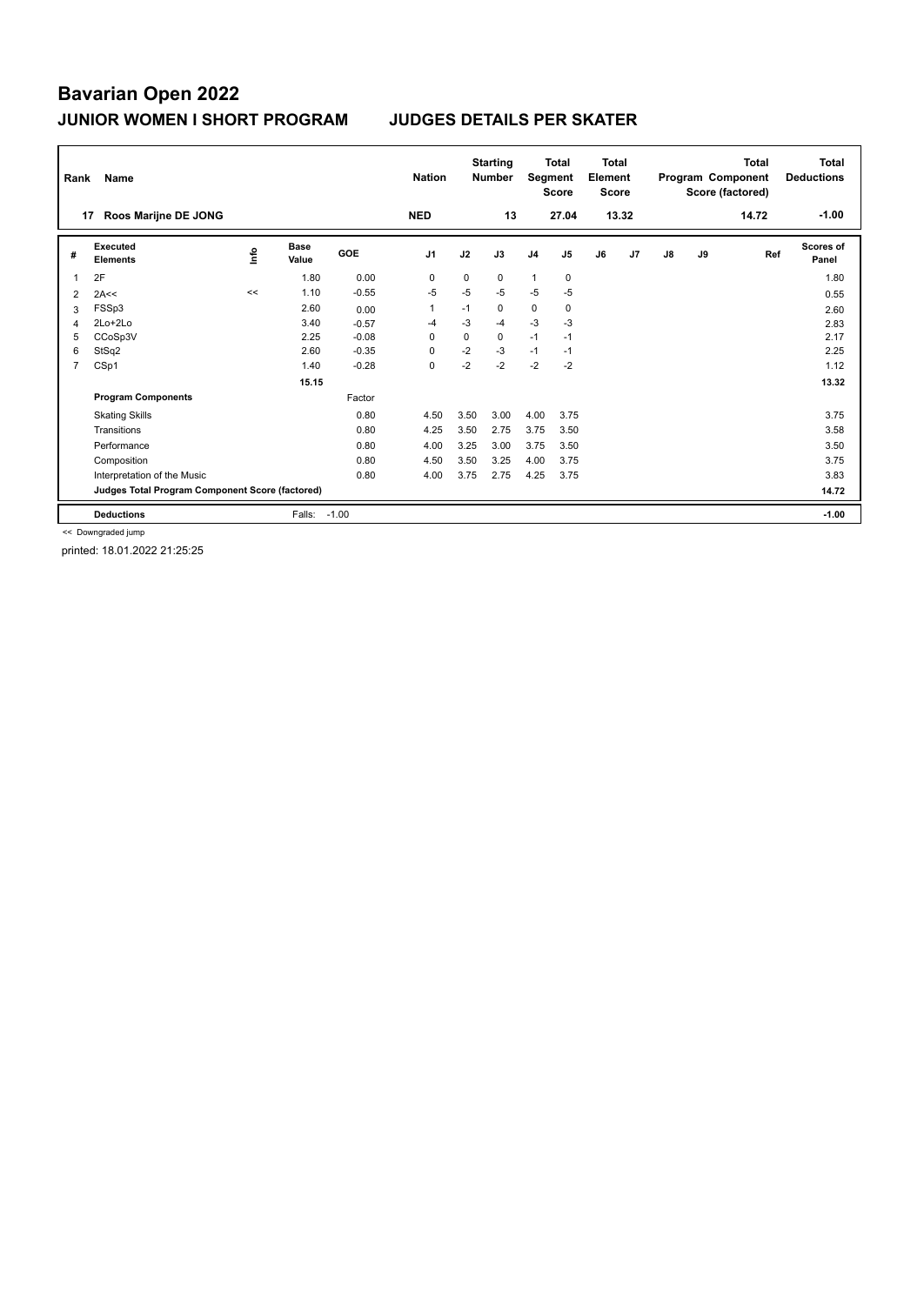# Bavarian Open 2022

## JUNIOR WOMEN I SHORT PROGRAM JUDGES DETAILS PER SKATER

| Rank | Name | Nation | Starting Number | Total Segment Score | Total Element Score | Total Program Component Score (factored) | Total Deductions |
|---|---|---|---|---|---|---|---|
| 17 | Roos Marijne DE JONG | NED | 13 | 27.04 | 13.32 | 14.72 | -1.00 |

| # | Executed Elements | Info | Base Value | GOE | J1 | J2 | J3 | J4 | J5 | J6 | J7 | J8 | J9 | Ref | Scores of Panel |
|---|---|---|---|---|---|---|---|---|---|---|---|---|---|---|---|
| 1 | 2F | | 1.80 | 0.00 | 0 | 0 | 0 | 1 | 0 | | | | | | 1.80 |
| 2 | 2A<< | << | 1.10 | -0.55 | -5 | -5 | -5 | -5 | -5 | | | | | | 0.55 |
| 3 | FSSp3 | | 2.60 | 0.00 | 1 | -1 | 0 | 0 | 0 | | | | | | 2.60 |
| 4 | 2Lo+2Lo | | 3.40 | -0.57 | -4 | -3 | -4 | -3 | -3 | | | | | | 2.83 |
| 5 | CCoSp3V | | 2.25 | -0.08 | 0 | 0 | 0 | -1 | -1 | | | | | | 2.17 |
| 6 | StSq2 | | 2.60 | -0.35 | 0 | -2 | -3 | -1 | -1 | | | | | | 2.25 |
| 7 | CSp1 | | 1.40 | -0.28 | 0 | -2 | -2 | -2 | -2 | | | | | | 1.12 |
| | | | 15.15 | | | | | | | | | | | | 13.32 |
| | **Program Components** | | | Factor | | | | | | | | | | | |
| | Skating Skills | | | 0.80 | 4.50 | 3.50 | 3.00 | 4.00 | 3.75 | | | | | | 3.75 |
| | Transitions | | | 0.80 | 4.25 | 3.50 | 2.75 | 3.75 | 3.50 | | | | | | 3.58 |
| | Performance | | | 0.80 | 4.00 | 3.25 | 3.00 | 3.75 | 3.50 | | | | | | 3.50 |
| | Composition | | | 0.80 | 4.50 | 3.50 | 3.25 | 4.00 | 3.75 | | | | | | 3.75 |
| | Interpretation of the Music | | | 0.80 | 4.00 | 3.75 | 2.75 | 4.25 | 3.75 | | | | | | 3.83 |
| | **Judges Total Program Component Score (factored)** | | | | | | | | | | | | | | 14.72 |
| | **Deductions** | | Falls: | -1.00 | | | | | | | | | | | -1.00 |

<< Downgraded jump

printed: 18.01.2022 21:25:25